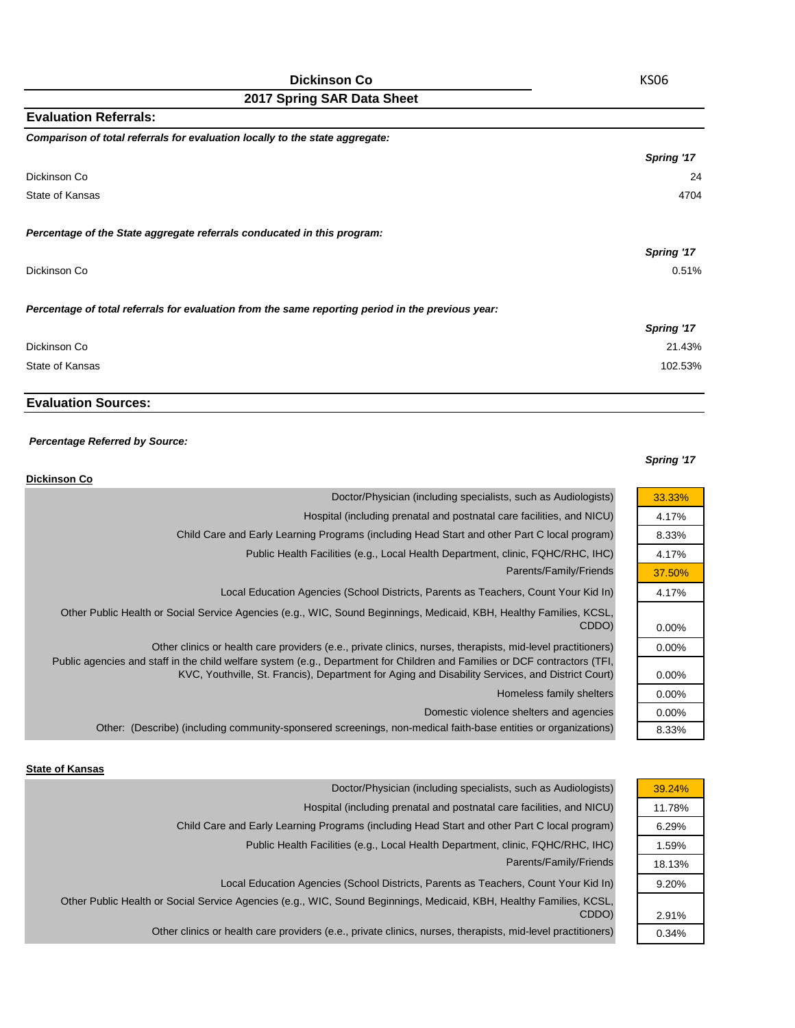# Dickinson Co

KS06

## 2017 Spring SAR Data Sheet

### Evaluation Referrals:

***Comparison of total referrals for evaluation locally to the state aggregate:***

| | *Spring '17* |
|---|---|
| Dickinson Co | 24 |
| State of Kansas | 4704 |

***Percentage of the State aggregate referrals conducated in this program:***

| | *Spring '17* |
|---|---|
| Dickinson Co | 0.51% |

***Percentage of total referrals for evaluation from the same reporting period in the previous year:***

| | *Spring '17* |
|---|---|
| Dickinson Co | 21.43% |
| State of Kansas | 102.53% |

### Evaluation Sources:

***Percentage Referred by Source:***

**Dickinson Co**

| | *Spring '17* |
|---|---|
| Doctor/Physician (including specialists, such as Audiologists) | 33.33% |
| Hospital (including prenatal and postnatal care facilities, and NICU) | 4.17% |
| Child Care and Early Learning Programs (including Head Start and other Part C local program) | 8.33% |
| Public Health Facilities (e.g., Local Health Department, clinic, FQHC/RHC, IHC) | 4.17% |
| Parents/Family/Friends | 37.50% |
| Local Education Agencies (School Districts, Parents as Teachers, Count Your Kid In) | 4.17% |
| Other Public Health or Social Service Agencies (e.g., WIC, Sound Beginnings, Medicaid, KBH, Healthy Families, KCSL, CDDO) | 0.00% |
| Other clinics or health care providers (e.g., private clinics, nurses, therapists, mid-level practitioners) | 0.00% |
| Public agencies and staff in the child welfare system (e.g., Department for Children and Families or DCF contractors (TFI, KVC, Youthville, St. Francis), Department for Aging and Disability Services, and District Court) | 0.00% |
| Homeless family shelters | 0.00% |
| Domestic violence shelters and agencies | 0.00% |
| Other: (Describe) (including community-sponsered screenings, non-medical faith-base entities or organizations) | 8.33% |

**State of Kansas**

| | *Spring '17* |
|---|---|
| Doctor/Physician (including specialists, such as Audiologists) | 39.24% |
| Hospital (including prenatal and postnatal care facilities, and NICU) | 11.78% |
| Child Care and Early Learning Programs (including Head Start and other Part C local program) | 6.29% |
| Public Health Facilities (e.g., Local Health Department, clinic, FQHC/RHC, IHC) | 1.59% |
| Parents/Family/Friends | 18.13% |
| Local Education Agencies (School Districts, Parents as Teachers, Count Your Kid In) | 9.20% |
| Other Public Health or Social Service Agencies (e.g., WIC, Sound Beginnings, Medicaid, KBH, Healthy Families, KCSL, CDDO) | 2.91% |
| Other clinics or health care providers (e.g., private clinics, nurses, therapists, mid-level practitioners) | 0.34% |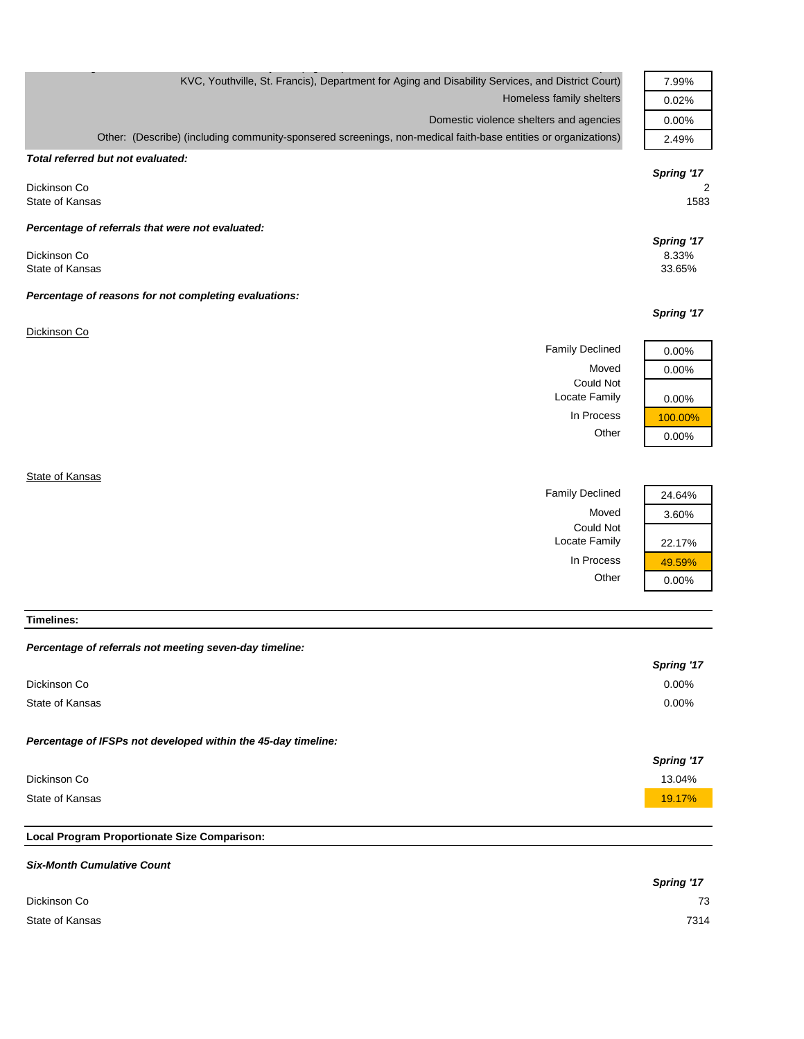| | |
|---|---|
| KVC, Youthville, St. Francis), Department for Aging and Disability Services, and District Court) | 7.99% |
| Homeless family shelters | 0.02% |
| Domestic violence shelters and agencies | 0.00% |
| Other: (Describe) (including community-sponsered screenings, non-medical faith-base entities or organizations) | 2.49% |

***Total referred but not evaluated:***

| | ***Spring '17*** |
|---|---|
| Dickinson Co | 2 |
| State of Kansas | 1583 |

***Percentage of referrals that were not evaluated:***

| | ***Spring '17*** |
|---|---|
| Dickinson Co | 8.33% |
| State of Kansas | 33.65% |

***Percentage of reasons for not completing evaluations:***

| Dickinson Co | ***Spring '17*** |
|---|---|
| Family Declined | 0.00% |
| Moved | 0.00% |
| Could Not Locate Family | 0.00% |
| In Process | 100.00% |
| Other | 0.00% |

| State of Kansas | ***Spring '17*** |
|---|---|
| Family Declined | 24.64% |
| Moved | 3.60% |
| Could Not Locate Family | 22.17% |
| In Process | 49.59% |
| Other | 0.00% |

**Timelines:**

***Percentage of referrals not meeting seven-day timeline:***

| | ***Spring '17*** |
|---|---|
| Dickinson Co | 0.00% |
| State of Kansas | 0.00% |

***Percentage of IFSPs not developed within the 45-day timeline:***

| | ***Spring '17*** |
|---|---|
| Dickinson Co | 13.04% |
| State of Kansas | 19.17% |

**Local Program Proportionate Size Comparison:**

***Six-Month Cumulative Count***

| | ***Spring '17*** |
|---|---|
| Dickinson Co | 73 |
| State of Kansas | 7314 |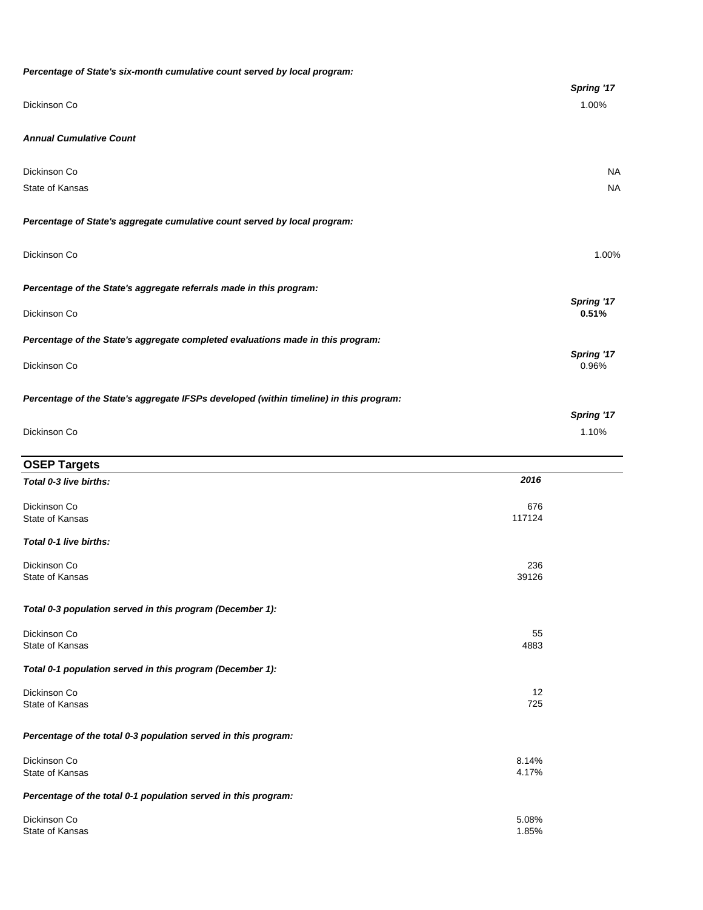***Percentage of State's six-month cumulative count served by local program:***

| | *Spring '17* |
|---|---|
| Dickinson Co | 1.00% |

***Annual Cumulative Count***

| | |
|---|---|
| Dickinson Co | NA |
| State of Kansas | NA |

***Percentage of State's aggregate cumulative count served by local program:***

| | |
|---|---|
| Dickinson Co | 1.00% |

***Percentage of the State's aggregate referrals made in this program:***

| | *Spring '17* |
|---|---|
| Dickinson Co | **0.51%** |

***Percentage of the State's aggregate completed evaluations made in this program:***

| | *Spring '17* |
|---|---|
| Dickinson Co | 0.96% |

***Percentage of the State's aggregate IFSPs developed (within timeline) in this program:***

| | *Spring '17* |
|---|---|
| Dickinson Co | 1.10% |

## OSEP Targets

| ***Total 0-3 live births:*** | ***2016*** |
|---|---|
| Dickinson Co | 676 |
| State of Kansas | 117124 |

***Total 0-1 live births:***

| | |
|---|---|
| Dickinson Co | 236 |
| State of Kansas | 39126 |

***Total 0-3 population served in this program (December 1):***

| | |
|---|---|
| Dickinson Co | 55 |
| State of Kansas | 4883 |

***Total 0-1 population served in this program (December 1):***

| | |
|---|---|
| Dickinson Co | 12 |
| State of Kansas | 725 |

***Percentage of the total 0-3 population served in this program:***

| | |
|---|---|
| Dickinson Co | 8.14% |
| State of Kansas | 4.17% |

***Percentage of the total 0-1 population served in this program:***

| | |
|---|---|
| Dickinson Co | 5.08% |
| State of Kansas | 1.85% |